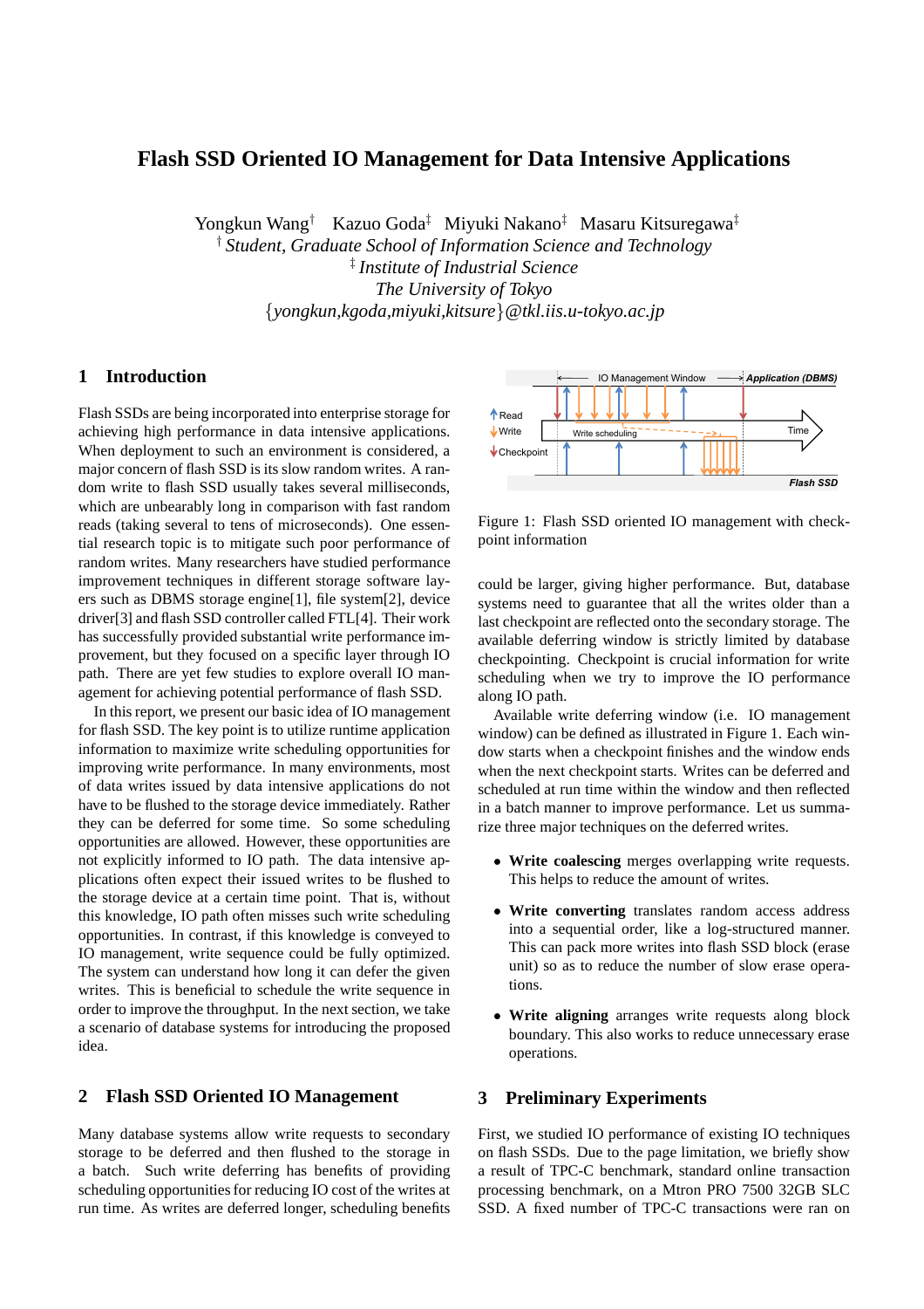# Flash SSD Oriented IO Management for Data Intensive Applications

Yongkun Wang† Kazuo Goda‡ Miyuki Nakano‡ Masaru Kitsuregawa‡

† *Student, Graduate School of Information Science and Technology*

‡ *Institute of Industrial Science*

*The University of Tokyo*

{*yongkun,kgoda,miyuki,kitsure*}*@tkl.iis.u-tokyo.ac.jp*

## 1 Introduction

Flash SSDs are being incorporated into enterprise storage for achieving high performance in data intensive applications. When deployment to such an environment is considered, a major concern of flash SSD is its slow random writes. A random write to flash SSD usually takes several milliseconds, which are unbearably long in comparison with fast random reads (taking several to tens of microseconds). One essential research topic is to mitigate such poor performance of random writes. Many researchers have studied performance improvement techniques in different storage software layers such as DBMS storage engine[1], file system[2], device driver[3] and flash SSD controller called FTL[4]. Their work has successfully provided substantial write performance improvement, but they focused on a specific layer through IO path. There are yet few studies to explore overall IO management for achieving potential performance of flash SSD.

In this report, we present our basic idea of IO management for flash SSD. The key point is to utilize runtime application information to maximize write scheduling opportunities for improving write performance. In many environments, most of data writes issued by data intensive applications do not have to be flushed to the storage device immediately. Rather they can be deferred for some time. So some scheduling opportunities are allowed. However, these opportunities are not explicitly informed to IO path. The data intensive applications often expect their issued writes to be flushed to the storage device at a certain time point. That is, without this knowledge, IO path often misses such write scheduling opportunities. In contrast, if this knowledge is conveyed to IO management, write sequence could be fully optimized. The system can understand how long it can defer the given writes. This is beneficial to schedule the write sequence in order to improve the throughput. In the next section, we take a scenario of database systems for introducing the proposed idea.

## 2 Flash SSD Oriented IO Management

Many database systems allow write requests to secondary storage to be deferred and then flushed to the storage in a batch. Such write deferring has benefits of providing scheduling opportunities for reducing IO cost of the writes at run time. As writes are deferred longer, scheduling benefits could be larger, giving higher performance. But, database systems need to guarantee that all the writes older than a last checkpoint are reflected onto the secondary storage. The available deferring window is strictly limited by database checkpointing. Checkpoint is crucial information for write scheduling when we try to improve the IO performance along IO path.

Figure 1: Flash SSD oriented IO management with checkpoint information

Available write deferring window (i.e. IO management window) can be defined as illustrated in Figure 1. Each window starts when a checkpoint finishes and the window ends when the next checkpoint starts. Writes can be deferred and scheduled at run time within the window and then reflected in a batch manner to improve performance. Let us summarize three major techniques on the deferred writes.

- **Write coalescing** merges overlapping write requests. This helps to reduce the amount of writes.
- **Write converting** translates random access address into a sequential order, like a log-structured manner. This can pack more writes into flash SSD block (erase unit) so as to reduce the number of slow erase operations.
- **Write aligning** arranges write requests along block boundary. This also works to reduce unnecessary erase operations.

## 3 Preliminary Experiments

First, we studied IO performance of existing IO techniques on flash SSDs. Due to the page limitation, we briefly show a result of TPC-C benchmark, standard online transaction processing benchmark, on a Mtron PRO 7500 32GB SLC SSD. A fixed number of TPC-C transactions were ran on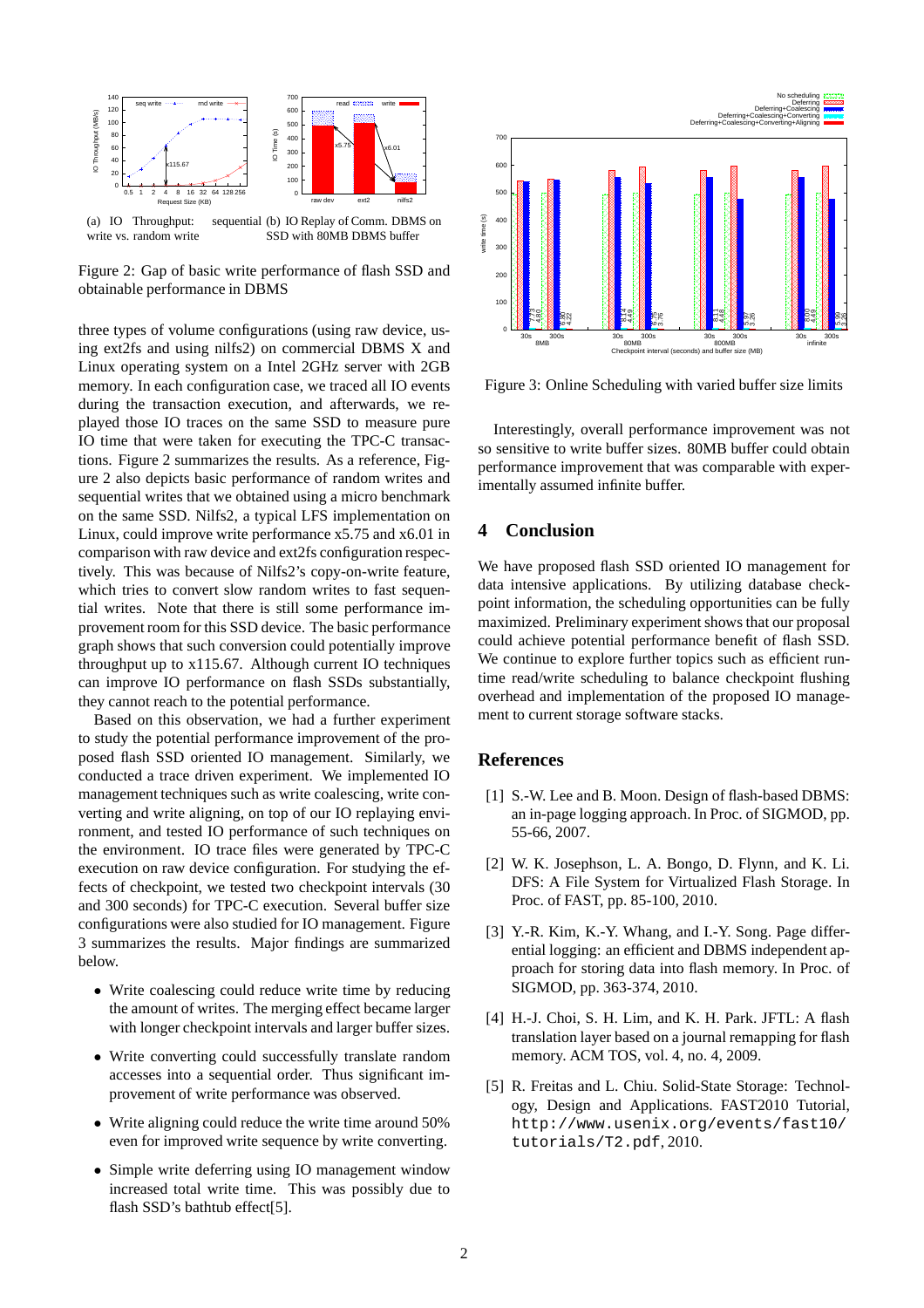140
120
100
80
60
40
20
0
IO Throughput (MB/s)
seq write
rnd write
x115.67
0.5 1 2 4 8 16 32 64 128 256
Request Size (KB)

700
600
500
400
300
200
100
0
IO Time (s)
read
write
x5.75
x6.01
raw dev
ext2
nilfs2

(a) IO Throughput: sequential write vs. random write (b) IO Replay of Comm. DBMS on SSD with 80MB DBMS buffer

Figure 2: Gap of basic write performance of flash SSD and obtainable performance in DBMS

three types of volume configurations (using raw device, using ext2fs and using nilfs2) on commercial DBMS X and Linux operating system on a Intel 2GHz server with 2GB memory. In each configuration case, we traced all IO events during the transaction execution, and afterwards, we replayed those IO traces on the same SSD to measure pure IO time that were taken for executing the TPC-C transactions. Figure 2 summarizes the results. As a reference, Figure 2 also depicts basic performance of random writes and sequential writes that we obtained using a micro benchmark on the same SSD. Nilfs2, a typical LFS implementation on Linux, could improve write performance x5.75 and x6.01 in comparison with raw device and ext2fs configuration respectively. This was because of Nilfs2's copy-on-write feature, which tries to convert slow random writes to fast sequential writes. Note that there is still some performance improvement room for this SSD device. The basic performance graph shows that such conversion could potentially improve throughput up to x115.67. Although current IO techniques can improve IO performance on flash SSDs substantially, they cannot reach to the potential performance.

Based on this observation, we had a further experiment to study the potential performance improvement of the proposed flash SSD oriented IO management. Similarly, we conducted a trace driven experiment. We implemented IO management techniques such as write coalescing, write converting and write aligning, on top of our IO replaying environment, and tested IO performance of such techniques on the environment. IO trace files were generated by TPC-C execution on raw device configuration. For studying the effects of checkpoint, we tested two checkpoint intervals (30 and 300 seconds) for TPC-C execution. Several buffer size configurations were also studied for IO management. Figure 3 summarizes the results. Major findings are summarized below.

- Write coalescing could reduce write time by reducing the amount of writes. The merging effect became larger with longer checkpoint intervals and larger buffer sizes.
- Write converting could successfully translate random accesses into a sequential order. Thus significant improvement of write performance was observed.
- Write aligning could reduce the write time around 50% even for improved write sequence by write converting.
- Simple write deferring using IO management window increased total write time. This was possibly due to flash SSD's bathtub effect[5].

No scheduling
Deferring
Deferring+Coalescing
Deferring+Coalescing+Converting
Deferring+Coalescing+Converting+Aligning

700
600
500
400
300
200
100
0
write time (s)
7.73
4.80
8.30
4.22
8.14
4.49
6.75
3.76
8.11
4.48
5.97
3.26
8.00
4.49
5.99
3.26
30s 300s
8MB
30s 300s
80MB
30s 300s
800MB
30s 300s
infinite
Checkpoint interval (seconds) and buffer size (MB)

Figure 3: Online Scheduling with varied buffer size limits

Interestingly, overall performance improvement was not so sensitive to write buffer sizes. 80MB buffer could obtain performance improvement that was comparable with experimentally assumed infinite buffer.

## 4 Conclusion

We have proposed flash SSD oriented IO management for data intensive applications. By utilizing database checkpoint information, the scheduling opportunities can be fully maximized. Preliminary experiment shows that our proposal could achieve potential performance benefit of flash SSD. We continue to explore further topics such as efficient runtime read/write scheduling to balance checkpoint flushing overhead and implementation of the proposed IO management to current storage software stacks.

## References

[1] S.-W. Lee and B. Moon. Design of flash-based DBMS: an in-page logging approach. In Proc. of SIGMOD, pp. 55-66, 2007.

[2] W. K. Josephson, L. A. Bongo, D. Flynn, and K. Li. DFS: A File System for Virtualized Flash Storage. In Proc. of FAST, pp. 85-100, 2010.

[3] Y.-R. Kim, K.-Y. Whang, and I.-Y. Song. Page differential logging: an efficient and DBMS independent approach for storing data into flash memory. In Proc. of SIGMOD, pp. 363-374, 2010.

[4] H.-J. Choi, S. H. Lim, and K. H. Park. JFTL: A flash translation layer based on a journal remapping for flash memory. ACM TOS, vol. 4, no. 4, 2009.

[5] R. Freitas and L. Chiu. Solid-State Storage: Technology, Design and Applications. FAST2010 Tutorial, `http://www.usenix.org/events/fast10/tutorials/T2.pdf`, 2010.